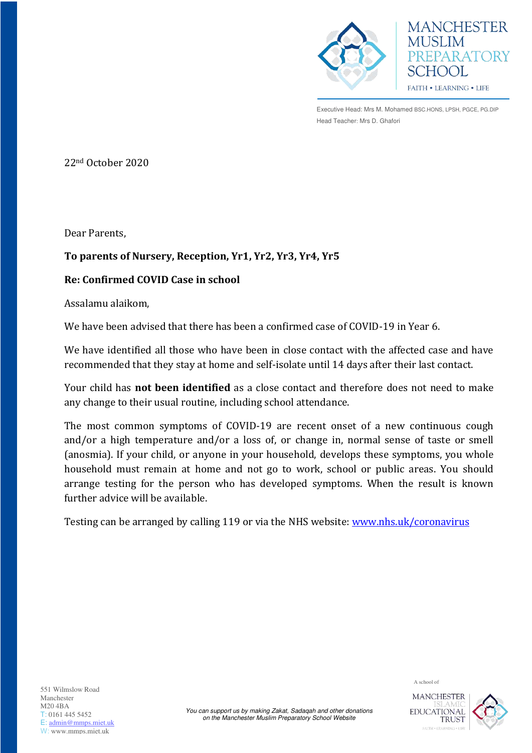MANCHESTER MUSLIM PREPARATORY SCHOOL

FAITH • LEARNING • LIFE

Executive Head: Mrs M. Mohamed BSC.HONS, LPSH, PGCE, PG.DIP
Head Teacher: Mrs D. Ghafori

22nd October 2020

Dear Parents,

**To parents of Nursery, Reception, Yr1, Yr2, Yr3, Yr4, Yr5**

**Re: Confirmed COVID Case in school**

Assalamu alaikom,

We have been advised that there has been a confirmed case of COVID-19 in Year 6.

We have identified all those who have been in close contact with the affected case and have recommended that they stay at home and self-isolate until 14 days after their last contact.

Your child has **not been identified** as a close contact and therefore does not need to make any change to their usual routine, including school attendance.

The most common symptoms of COVID-19 are recent onset of a new continuous cough and/or a high temperature and/or a loss of, or change in, normal sense of taste or smell (anosmia). If your child, or anyone in your household, develops these symptoms, you whole household must remain at home and not go to work, school or public areas. You should arrange testing for the person who has developed symptoms. When the result is known further advice will be available.

Testing can be arranged by calling 119 or via the NHS website: [www.nhs.uk/coronavirus](http://www.nhs.uk/coronavirus)

551 Wilmslow Road
Manchester
M20 4BA
T: 0161 445 5452
E: admin@mmps.miet.uk
W: www.mmps.miet.uk

*You can support us by making Zakat, Sadaqah and other donations on the Manchester Muslim Preparatory School Website*

A school of MANCHESTER ISLAMIC EDUCATIONAL TRUST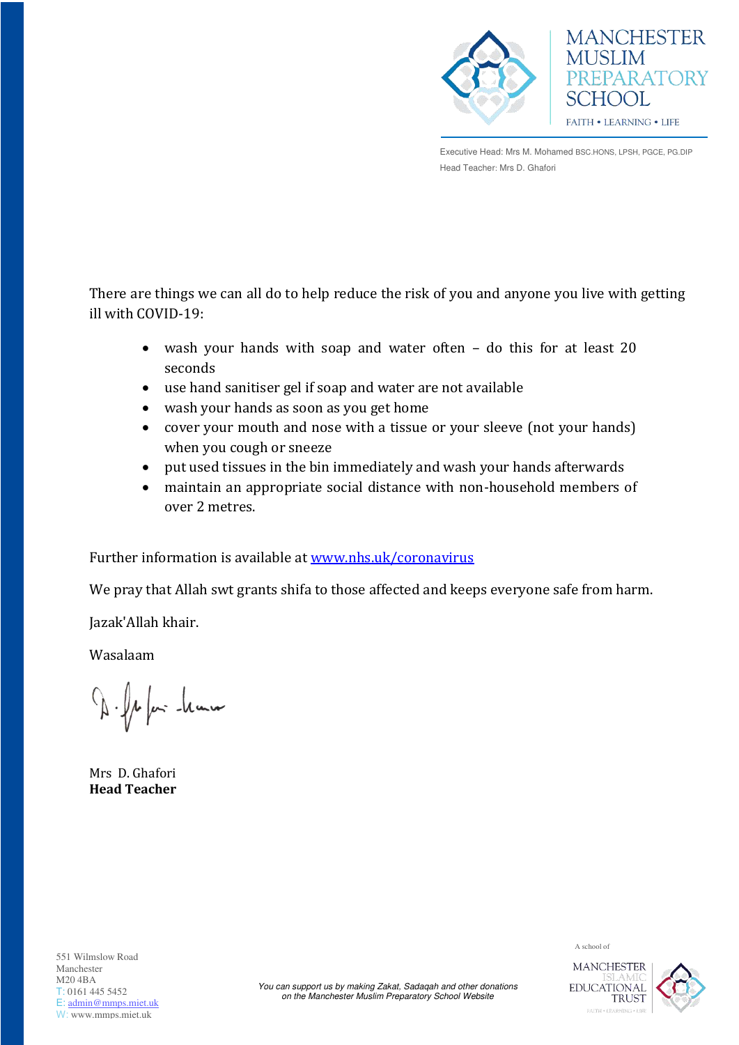There are things we can all do to help reduce the risk of you and anyone you live with getting ill with COVID-19:

- wash your hands with soap and water often – do this for at least 20 seconds
- use hand sanitiser gel if soap and water are not available
- wash your hands as soon as you get home
- cover your mouth and nose with a tissue or your sleeve (not your hands) when you cough or sneeze
- put used tissues in the bin immediately and wash your hands afterwards
- maintain an appropriate social distance with non-household members of over 2 metres.

Further information is available at www.nhs.uk/coronavirus

We pray that Allah swt grants shifa to those affected and keeps everyone safe from harm.

Jazak'Allah khair.

Wasalaam

Mrs D. Ghafori
**Head Teacher**